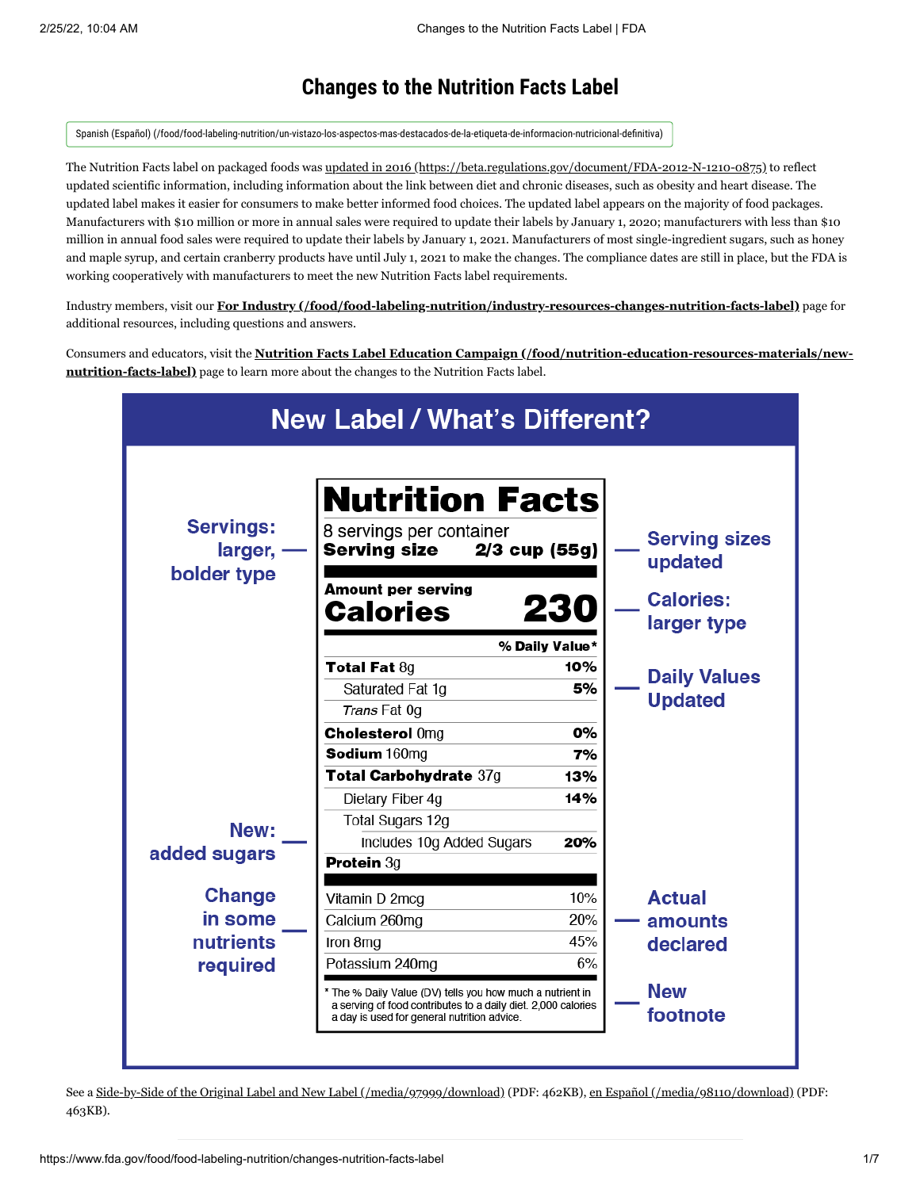# Changes to the Nutrition Facts Label

Spanish (Español) (/food/food-labeling-nutrition/un-vistazo-los-aspectos-mas-destacados-de-la-etiqueta-de-informacion-nutricional-definitiva)

The Nutrition Facts label on packaged foods was updated in 2016 (https://beta.regulations.gov/document/FDA-2012-N-1210-0875) to reflect updated scientific information, including information about the link between diet and chronic diseases, such as obesity and heart disease. The updated label makes it easier for consumers to make better informed food choices. The updated label appears on the majority of food packages. Manufacturers with $10 million or more in annual sales were required to update their labels by January 1, 2020; manufacturers with less than $10 million in annual food sales were required to update their labels by January 1, 2021. Manufacturers of most single-ingredient sugars, such as honey and maple syrup, and certain cranberry products have until July 1, 2021 to make the changes. The compliance dates are still in place, but the FDA is working cooperatively with manufacturers to meet the new Nutrition Facts label requirements.

Industry members, visit our **For Industry (/food/food-labeling-nutrition/industry-resources-changes-nutrition-facts-label)** page for additional resources, including questions and answers.

Consumers and educators, visit the **Nutrition Facts Label Education Campaign (/food/nutrition-education-resources-materials/new-nutrition-facts-label)** page to learn more about the changes to the Nutrition Facts label.

## New Label / What's Different?

**Nutrition Facts**

8 servings per container
**Serving size 2/3 cup (55g)**

**Amount per serving**
**Calories 230**

| | % Daily Value* |
|---|---|
| **Total Fat** 8g | **10%** |
| Saturated Fat 1g | **5%** |
| *Trans* Fat 0g | |
| **Cholesterol** 0mg | **0%** |
| **Sodium** 160mg | **7%** |
| **Total Carbohydrate** 37g | **13%** |
| Dietary Fiber 4g | **14%** |
| Total Sugars 12g | |
| Includes 10g Added Sugars | **20%** |
| **Protein** 3g | |
| Vitamin D 2mcg | 10% |
| Calcium 260mg | 20% |
| Iron 8mg | 45% |
| Potassium 240mg | 6% |

* The % Daily Value (DV) tells you how much a nutrient in a serving of food contributes to a daily diet. 2,000 calories a day is used for general nutrition advice.

- Servings: larger, bolder type
- Serving sizes updated
- Calories: larger type
- Daily Values Updated
- New: added sugars
- Change in some nutrients required
- Actual amounts declared
- New footnote

See a Side-by-Side of the Original Label and New Label (/media/97999/download) (PDF: 462KB), en Español (/media/98110/download) (PDF: 463KB).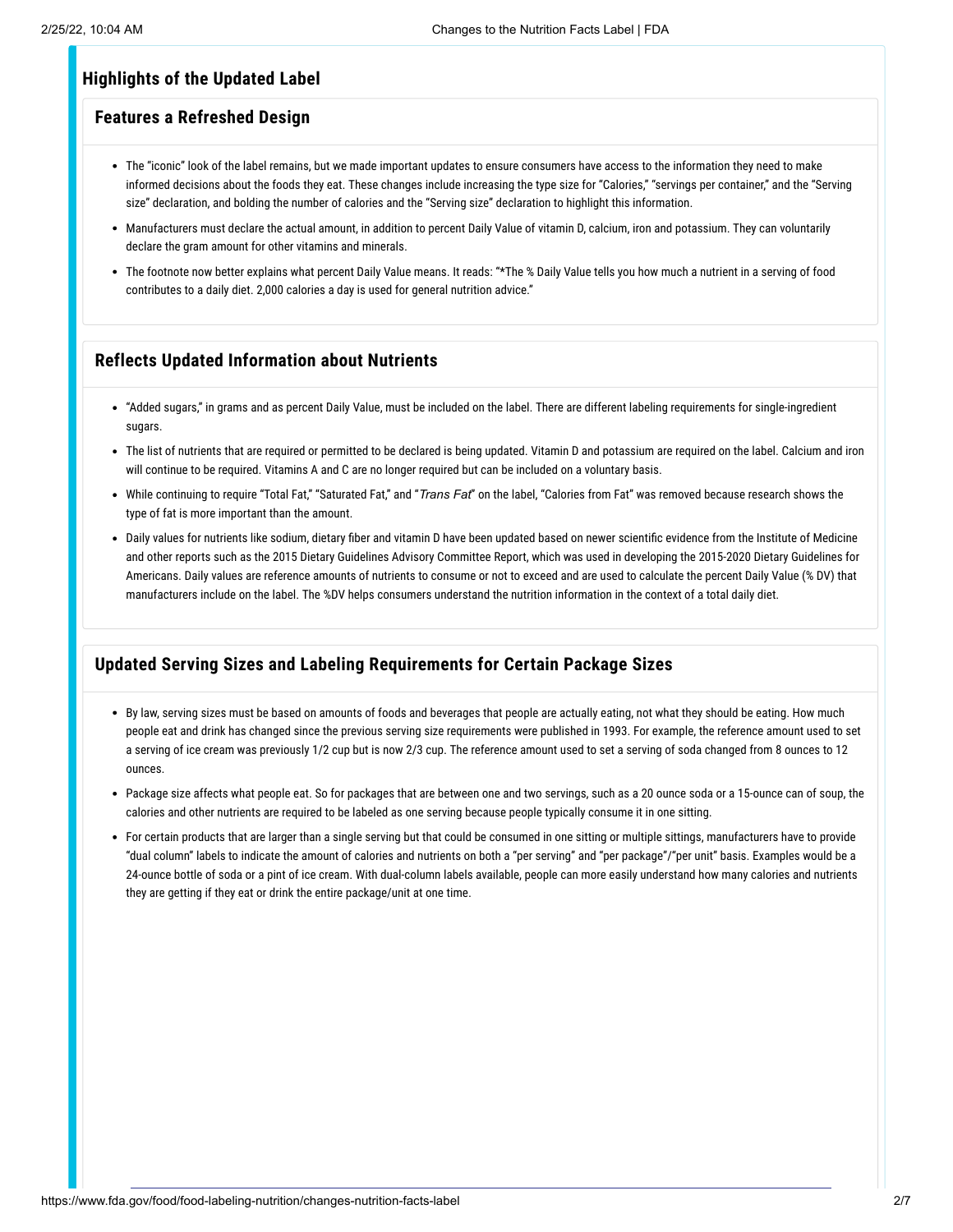## Highlights of the Updated Label

### Features a Refreshed Design

- The "iconic" look of the label remains, but we made important updates to ensure consumers have access to the information they need to make informed decisions about the foods they eat. These changes include increasing the type size for "Calories," "servings per container," and the "Serving size" declaration, and bolding the number of calories and the "Serving size" declaration to highlight this information.
- Manufacturers must declare the actual amount, in addition to percent Daily Value of vitamin D, calcium, iron and potassium. They can voluntarily declare the gram amount for other vitamins and minerals.
- The footnote now better explains what percent Daily Value means. It reads: "*The % Daily Value tells you how much a nutrient in a serving of food contributes to a daily diet. 2,000 calories a day is used for general nutrition advice."

### Reflects Updated Information about Nutrients

- "Added sugars," in grams and as percent Daily Value, must be included on the label. There are different labeling requirements for single-ingredient sugars.
- The list of nutrients that are required or permitted to be declared is being updated. Vitamin D and potassium are required on the label. Calcium and iron will continue to be required. Vitamins A and C are no longer required but can be included on a voluntary basis.
- While continuing to require "Total Fat," "Saturated Fat," and "*Trans Fat*" on the label, "Calories from Fat" was removed because research shows the type of fat is more important than the amount.
- Daily values for nutrients like sodium, dietary fiber and vitamin D have been updated based on newer scientific evidence from the Institute of Medicine and other reports such as the 2015 Dietary Guidelines Advisory Committee Report, which was used in developing the 2015-2020 Dietary Guidelines for Americans. Daily values are reference amounts of nutrients to consume or not to exceed and are used to calculate the percent Daily Value (% DV) that manufacturers include on the label. The %DV helps consumers understand the nutrition information in the context of a total daily diet.

### Updated Serving Sizes and Labeling Requirements for Certain Package Sizes

- By law, serving sizes must be based on amounts of foods and beverages that people are actually eating, not what they should be eating. How much people eat and drink has changed since the previous serving size requirements were published in 1993. For example, the reference amount used to set a serving of ice cream was previously 1/2 cup but is now 2/3 cup. The reference amount used to set a serving of soda changed from 8 ounces to 12 ounces.
- Package size affects what people eat. So for packages that are between one and two servings, such as a 20 ounce soda or a 15-ounce can of soup, the calories and other nutrients are required to be labeled as one serving because people typically consume it in one sitting.
- For certain products that are larger than a single serving but that could be consumed in one sitting or multiple sittings, manufacturers have to provide "dual column" labels to indicate the amount of calories and nutrients on both a "per serving" and "per package"/"per unit" basis. Examples would be a 24-ounce bottle of soda or a pint of ice cream. With dual-column labels available, people can more easily understand how many calories and nutrients they are getting if they eat or drink the entire package/unit at one time.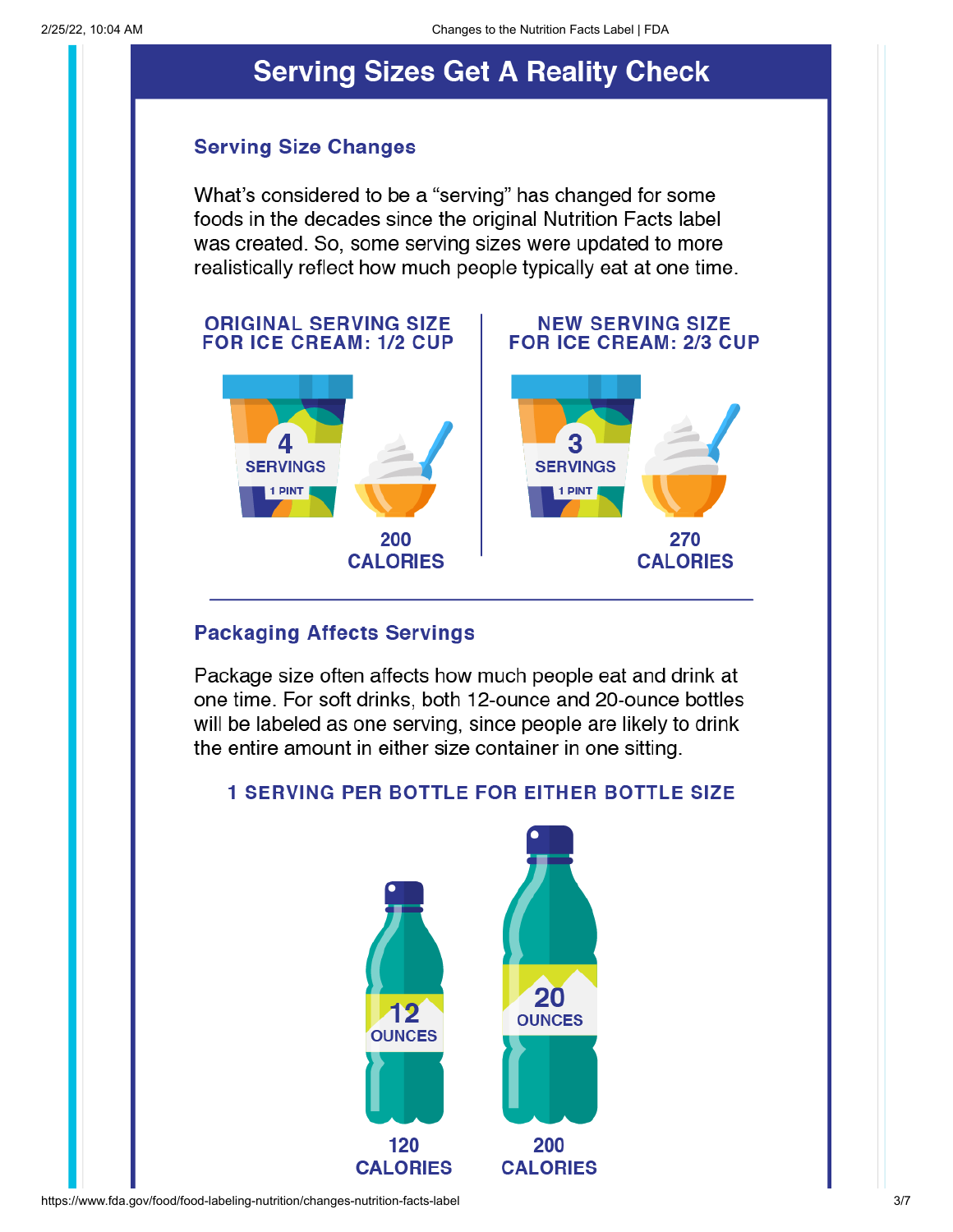# Serving Sizes Get A Reality Check

## Serving Size Changes

What's considered to be a "serving" has changed for some foods in the decades since the original Nutrition Facts label was created. So, some serving sizes were updated to more realistically reflect how much people typically eat at one time.

**ORIGINAL SERVING SIZE FOR ICE CREAM: 1/2 CUP**

4 SERVINGS

1 PINT

200 CALORIES

**NEW SERVING SIZE FOR ICE CREAM: 2/3 CUP**

3 SERVINGS

1 PINT

270 CALORIES

## Packaging Affects Servings

Package size often affects how much people eat and drink at one time. For soft drinks, both 12-ounce and 20-ounce bottles will be labeled as one serving, since people are likely to drink the entire amount in either size container in one sitting.

**1 SERVING PER BOTTLE FOR EITHER BOTTLE SIZE**

12 OUNCES — 120 CALORIES

20 OUNCES — 200 CALORIES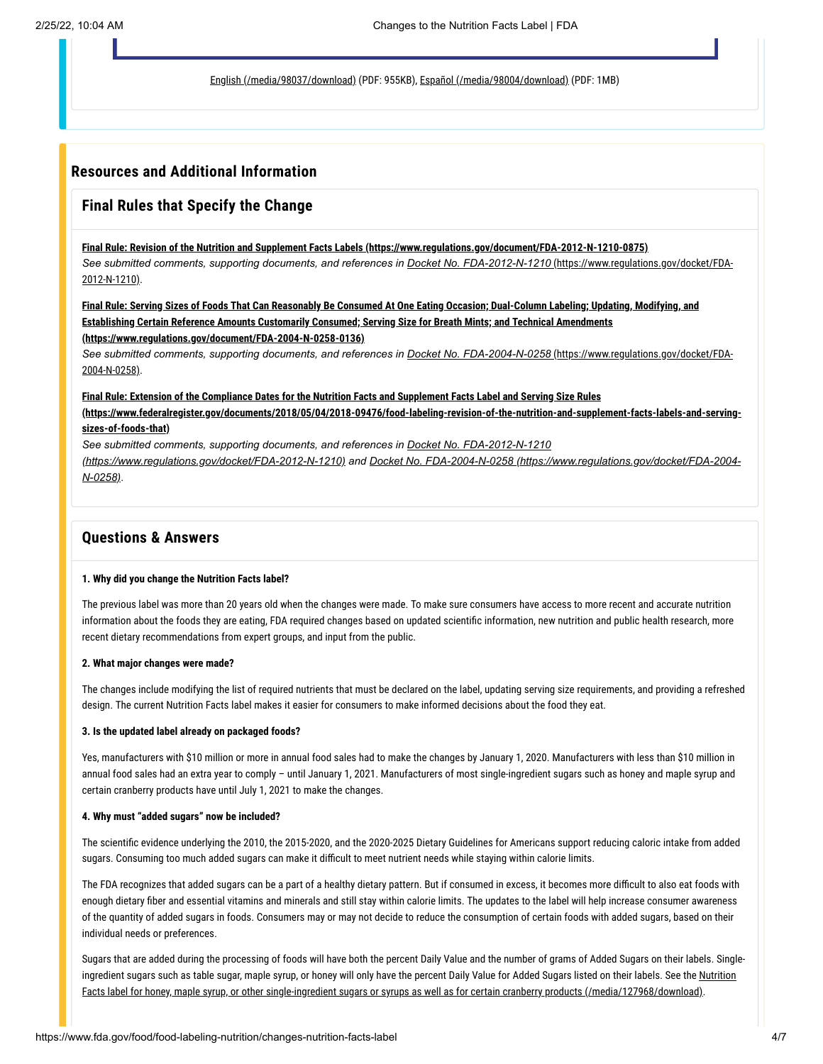English (/media/98037/download) (PDF: 955KB), Español (/media/98004/download) (PDF: 1MB)

## Resources and Additional Information

### Final Rules that Specify the Change

**Final Rule: Revision of the Nutrition and Supplement Facts Labels (https://www.regulations.gov/document/FDA-2012-N-1210-0875)**
*See submitted comments, supporting documents, and references in Docket No. FDA-2012-N-1210* (https://www.regulations.gov/docket/FDA-2012-N-1210).

**Final Rule: Serving Sizes of Foods That Can Reasonably Be Consumed At One Eating Occasion; Dual-Column Labeling; Updating, Modifying, and Establishing Certain Reference Amounts Customarily Consumed; Serving Size for Breath Mints; and Technical Amendments (https://www.regulations.gov/document/FDA-2004-N-0258-0136)**
*See submitted comments, supporting documents, and references in Docket No. FDA-2004-N-0258* (https://www.regulations.gov/docket/FDA-2004-N-0258).

**Final Rule: Extension of the Compliance Dates for the Nutrition Facts and Supplement Facts Label and Serving Size Rules (https://www.federalregister.gov/documents/2018/05/04/2018-09476/food-labeling-revision-of-the-nutrition-and-supplement-facts-labels-and-serving-sizes-of-foods-that)**
*See submitted comments, supporting documents, and references in Docket No. FDA-2012-N-1210 (https://www.regulations.gov/docket/FDA-2012-N-1210) and Docket No. FDA-2004-N-0258 (https://www.regulations.gov/docket/FDA-2004-N-0258).*

### Questions & Answers

**1. Why did you change the Nutrition Facts label?**

The previous label was more than 20 years old when the changes were made. To make sure consumers have access to more recent and accurate nutrition information about the foods they are eating, FDA required changes based on updated scientific information, new nutrition and public health research, more recent dietary recommendations from expert groups, and input from the public.

**2. What major changes were made?**

The changes include modifying the list of required nutrients that must be declared on the label, updating serving size requirements, and providing a refreshed design. The current Nutrition Facts label makes it easier for consumers to make informed decisions about the food they eat.

**3. Is the updated label already on packaged foods?**

Yes, manufacturers with $10 million or more in annual food sales had to make the changes by January 1, 2020. Manufacturers with less than $10 million in annual food sales had an extra year to comply – until January 1, 2021. Manufacturers of most single-ingredient sugars such as honey and maple syrup and certain cranberry products have until July 1, 2021 to make the changes.

**4. Why must "added sugars" now be included?**

The scientific evidence underlying the 2010, the 2015-2020, and the 2020-2025 Dietary Guidelines for Americans support reducing caloric intake from added sugars. Consuming too much added sugars can make it difficult to meet nutrient needs while staying within calorie limits.

The FDA recognizes that added sugars can be a part of a healthy dietary pattern. But if consumed in excess, it becomes more difficult to also eat foods with enough dietary fiber and essential vitamins and minerals and still stay within calorie limits. The updates to the label will help increase consumer awareness of the quantity of added sugars in foods. Consumers may or may not decide to reduce the consumption of certain foods with added sugars, based on their individual needs or preferences.

Sugars that are added during the processing of foods will have both the percent Daily Value and the number of grams of Added Sugars on their labels. Single-ingredient sugars such as table sugar, maple syrup, or honey will only have the percent Daily Value for Added Sugars listed on their labels. See the Nutrition Facts label for honey, maple syrup, or other single-ingredient sugars or syrups as well as for certain cranberry products (/media/127968/download).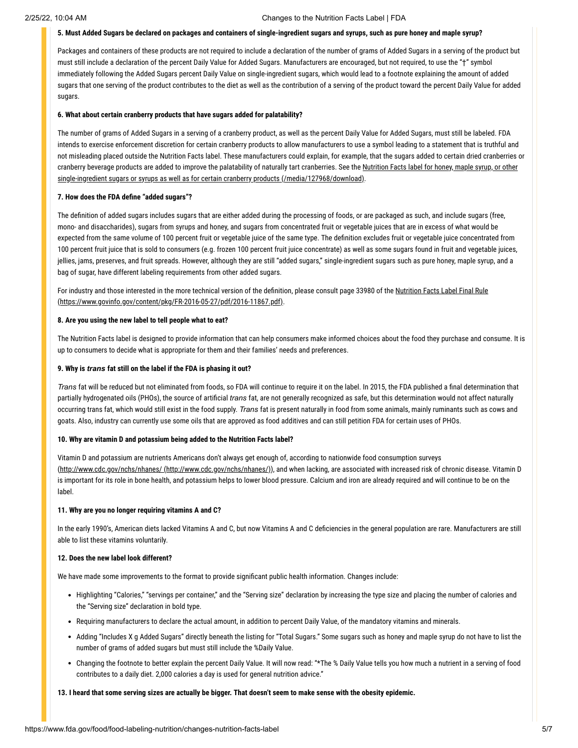**5. Must Added Sugars be declared on packages and containers of single-ingredient sugars and syrups, such as pure honey and maple syrup?**

Packages and containers of these products are not required to include a declaration of the number of grams of Added Sugars in a serving of the product but must still include a declaration of the percent Daily Value for Added Sugars. Manufacturers are encouraged, but not required, to use the "†" symbol immediately following the Added Sugars percent Daily Value on single-ingredient sugars, which would lead to a footnote explaining the amount of added sugars that one serving of the product contributes to the diet as well as the contribution of a serving of the product toward the percent Daily Value for added sugars.

**6. What about certain cranberry products that have sugars added for palatability?**

The number of grams of Added Sugars in a serving of a cranberry product, as well as the percent Daily Value for Added Sugars, must still be labeled. FDA intends to exercise enforcement discretion for certain cranberry products to allow manufacturers to use a symbol leading to a statement that is truthful and not misleading placed outside the Nutrition Facts label. These manufacturers could explain, for example, that the sugars added to certain dried cranberries or cranberry beverage products are added to improve the palatability of naturally tart cranberries. See the Nutrition Facts label for honey, maple syrup, or other single-ingredient sugars or syrups as well as for certain cranberry products (/media/127968/download).

**7. How does the FDA define "added sugars"?**

The definition of added sugars includes sugars that are either added during the processing of foods, or are packaged as such, and include sugars (free, mono- and disaccharides), sugars from syrups and honey, and sugars from concentrated fruit or vegetable juices that are in excess of what would be expected from the same volume of 100 percent fruit or vegetable juice of the same type. The definition excludes fruit or vegetable juice concentrated from 100 percent fruit juice that is sold to consumers (e.g. frozen 100 percent fruit juice concentrate) as well as some sugars found in fruit and vegetable juices, jellies, jams, preserves, and fruit spreads. However, although they are still "added sugars," single-ingredient sugars such as pure honey, maple syrup, and a bag of sugar, have different labeling requirements from other added sugars.

For industry and those interested in the more technical version of the definition, please consult page 33980 of the Nutrition Facts Label Final Rule (https://www.govinfo.gov/content/pkg/FR-2016-05-27/pdf/2016-11867.pdf).

**8. Are you using the new label to tell people what to eat?**

The Nutrition Facts label is designed to provide information that can help consumers make informed choices about the food they purchase and consume. It is up to consumers to decide what is appropriate for them and their families' needs and preferences.

**9. Why is *trans* fat still on the label if the FDA is phasing it out?**

*Trans* fat will be reduced but not eliminated from foods, so FDA will continue to require it on the label. In 2015, the FDA published a final determination that partially hydrogenated oils (PHOs), the source of artificial *trans* fat, are not generally recognized as safe, but this determination would not affect naturally occurring trans fat, which would still exist in the food supply. *Trans* fat is present naturally in food from some animals, mainly ruminants such as cows and goats. Also, industry can currently use some oils that are approved as food additives and can still petition FDA for certain uses of PHOs.

**10. Why are vitamin D and potassium being added to the Nutrition Facts label?**

Vitamin D and potassium are nutrients Americans don't always get enough of, according to nationwide food consumption surveys (http://www.cdc.gov/nchs/nhanes/ (http://www.cdc.gov/nchs/nhanes/)), and when lacking, are associated with increased risk of chronic disease. Vitamin D is important for its role in bone health, and potassium helps to lower blood pressure. Calcium and iron are already required and will continue to be on the label.

**11. Why are you no longer requiring vitamins A and C?**

In the early 1990's, American diets lacked Vitamins A and C, but now Vitamins A and C deficiencies in the general population are rare. Manufacturers are still able to list these vitamins voluntarily.

**12. Does the new label look different?**

We have made some improvements to the format to provide significant public health information. Changes include:

- Highlighting "Calories," "servings per container," and the "Serving size" declaration by increasing the type size and placing the number of calories and the "Serving size" declaration in bold type.
- Requiring manufacturers to declare the actual amount, in addition to percent Daily Value, of the mandatory vitamins and minerals.
- Adding "Includes X g Added Sugars" directly beneath the listing for "Total Sugars." Some sugars such as honey and maple syrup do not have to list the number of grams of added sugars but must still include the %Daily Value.
- Changing the footnote to better explain the percent Daily Value. It will now read: "*The % Daily Value tells you how much a nutrient in a serving of food contributes to a daily diet. 2,000 calories a day is used for general nutrition advice."

**13. I heard that some serving sizes are actually be bigger. That doesn't seem to make sense with the obesity epidemic.**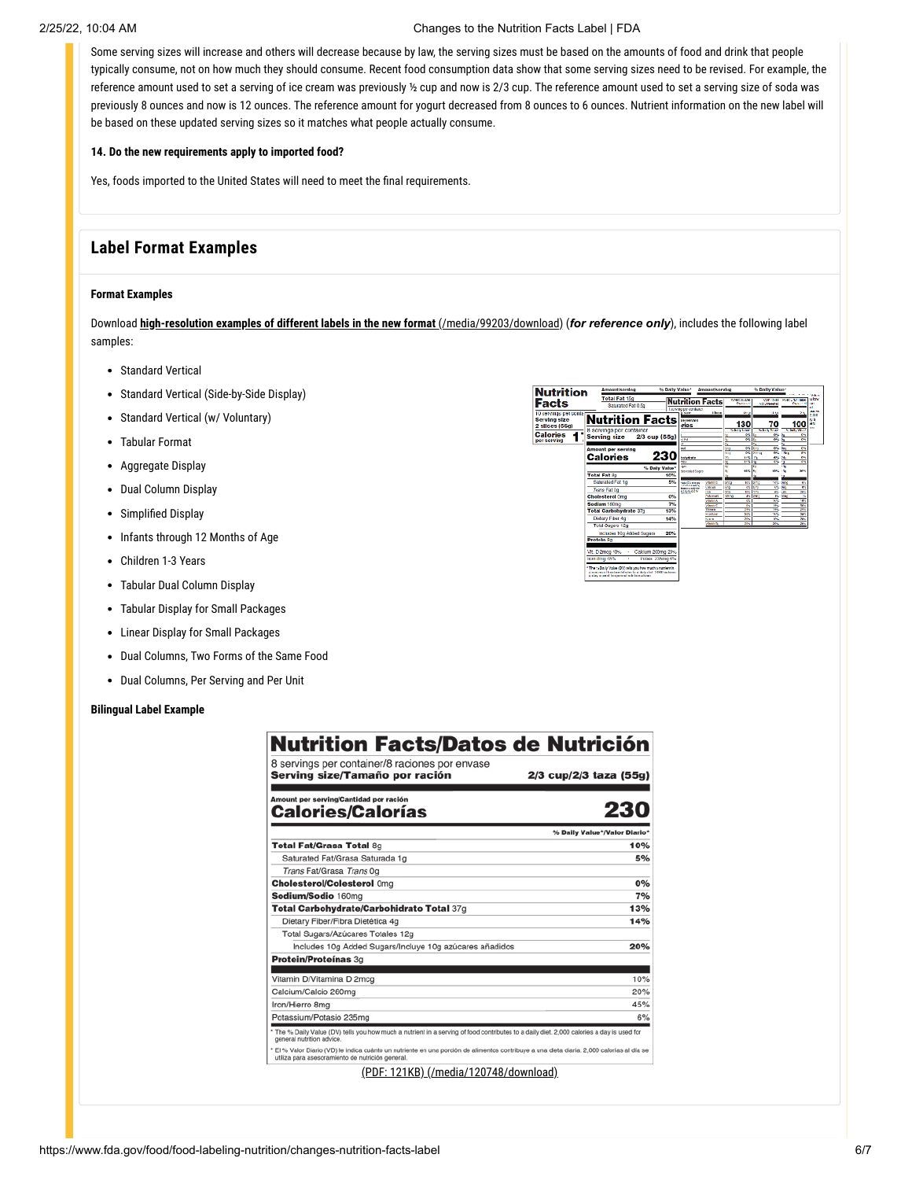Some serving sizes will increase and others will decrease because by law, the serving sizes must be based on the amounts of food and drink that people typically consume, not on how much they should consume. Recent food consumption data show that some serving sizes need to be revised. For example, the reference amount used to set a serving of ice cream was previously ½ cup and now is 2/3 cup. The reference amount used to set a serving size of soda was previously 8 ounces and now is 12 ounces. The reference amount for yogurt decreased from 8 ounces to 6 ounces. Nutrient information on the new label will be based on these updated serving sizes so it matches what people actually consume.

**14. Do the new requirements apply to imported food?**

Yes, foods imported to the United States will need to meet the final requirements.

## Label Format Examples

**Format Examples**

Download **high-resolution examples of different labels in the new format** (/media/99203/download) (***for reference only***), includes the following label samples:

- Standard Vertical
- Standard Vertical (Side-by-Side Display)
- Standard Vertical (w/ Voluntary)
- Tabular Format
- Aggregate Display
- Dual Column Display
- Simplified Display
- Infants through 12 Months of Age
- Children 1-3 Years
- Tabular Dual Column Display
- Tabular Display for Small Packages
- Linear Display for Small Packages
- Dual Columns, Two Forms of the Same Food
- Dual Columns, Per Serving and Per Unit

**Bilingual Label Example**

**Nutrition Facts/Datos de Nutrición**

8 servings per container/8 raciones por envase
**Serving size/Tamaño por ración** **2/3 cup/2/3 taza (55g)**

Amount per serving/Cantidad por ración
**Calories/Calorías 230**

| | % Daily Value*/Valor Diario* |
|---|---|
| **Total Fat/Grasa Total** 8g | **10%** |
| Saturated Fat/Grasa Saturada 1g | **5%** |
| *Trans* Fat/Grasa *Trans* 0g | |
| **Cholesterol/Colesterol** 0mg | **0%** |
| **Sodium/Sodio** 160mg | **7%** |
| **Total Carbohydrate/Carbohidrato Total** 37g | **13%** |
| Dietary Fiber/Fibra Dietética 4g | **14%** |
| Total Sugars/Azúcares Totales 12g | |
| Includes 10g Added Sugars/Incluye 10g azúcares añadidos | **20%** |
| **Protein/Proteínas** 3g | |
| Vitamin D/Vitamina D 2mcg | 10% |
| Calcium/Calcio 260mg | 20% |
| Iron/Hierro 8mg | 45% |
| Potassium/Potasio 235mg | 6% |

\* The % Daily Value (DV) tells you how much a nutrient in a serving of food contributes to a daily diet. 2,000 calories a day is used for general nutrition advice.

\* El % Valor Diario (VD) le indica cuánto un nutriente en una porción de alimentos contribuye a una dieta diaria. 2,000 calorías al día se utiliza para asesoramiento de nutrición general.

(PDF: 121KB) (/media/120748/download)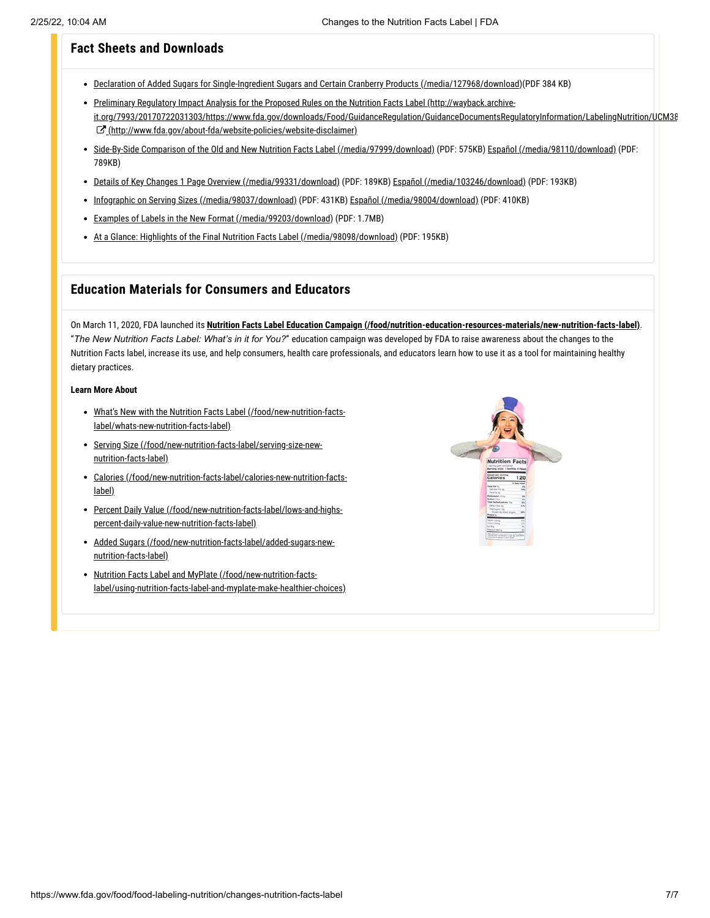## Fact Sheets and Downloads

- Declaration of Added Sugars for Single-Ingredient Sugars and Certain Cranberry Products (/media/127968/download)(PDF 384 KB)
- Preliminary Regulatory Impact Analysis for the Proposed Rules on the Nutrition Facts Label (http://wayback.archive-it.org/7993/20170722031303/https://www.fda.gov/downloads/Food/GuidanceRegulation/GuidanceDocumentsRegulatoryInformation/LabelingNutrition/UCM38 (http://www.fda.gov/about-fda/website-policies/website-disclaimer)
- Side-By-Side Comparison of the Old and New Nutrition Facts Label (/media/97999/download) (PDF: 575KB) Español (/media/98110/download) (PDF: 789KB)
- Details of Key Changes 1 Page Overview (/media/99331/download) (PDF: 189KB) Español (/media/103246/download) (PDF: 193KB)
- Infographic on Serving Sizes (/media/98037/download) (PDF: 431KB) Español (/media/98004/download) (PDF: 410KB)
- Examples of Labels in the New Format (/media/99203/download) (PDF: 1.7MB)
- At a Glance: Highlights of the Final Nutrition Facts Label (/media/98098/download) (PDF: 195KB)

## Education Materials for Consumers and Educators

On March 11, 2020, FDA launched its **Nutrition Facts Label Education Campaign (/food/nutrition-education-resources-materials/new-nutrition-facts-label)**. "*The New Nutrition Facts Label: What's in it for You?*" education campaign was developed by FDA to raise awareness about the changes to the Nutrition Facts label, increase its use, and help consumers, health care professionals, and educators learn how to use it as a tool for maintaining healthy dietary practices.

**Learn More About**

- What's New with the Nutrition Facts Label (/food/new-nutrition-facts-label/whats-new-nutrition-facts-label)
- Serving Size (/food/new-nutrition-facts-label/serving-size-new-nutrition-facts-label)
- Calories (/food/new-nutrition-facts-label/calories-new-nutrition-facts-label)
- Percent Daily Value (/food/new-nutrition-facts-label/lows-and-highs-percent-daily-value-new-nutrition-facts-label)
- Added Sugars (/food/new-nutrition-facts-label/added-sugars-new-nutrition-facts-label)
- Nutrition Facts Label and MyPlate (/food/new-nutrition-facts-label/using-nutrition-facts-label-and-myplate-make-healthier-choices)